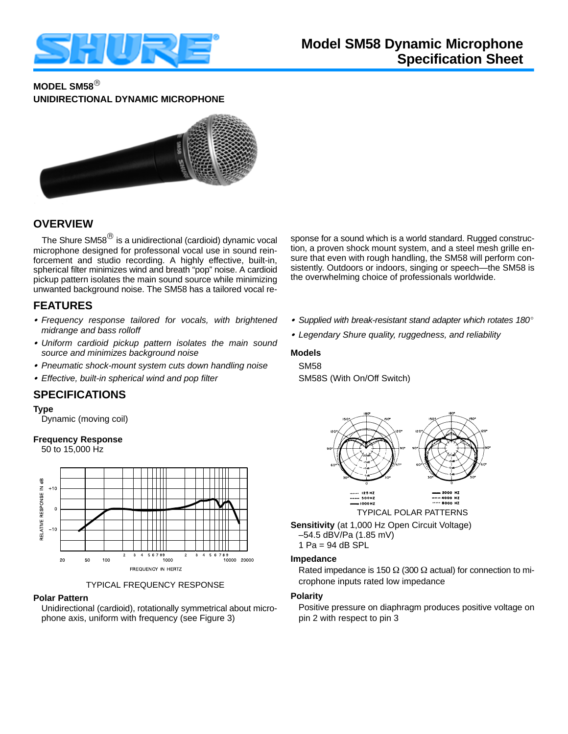# Model SM58 Dynamic Microphone Specification Sheet

**MODEL SM58®**
**UNIDIRECTIONAL DYNAMIC MICROPHONE**

## OVERVIEW

The Shure SM58® is a unidirectional (cardioid) dynamic vocal microphone designed for professonal vocal use in sound reinforcement and studio recording. A highly effective, built-in, spherical filter minimizes wind and breath "pop" noise. A cardioid pickup pattern isolates the main sound source while minimizing unwanted background noise. The SM58 has a tailored vocal response for a sound which is a world standard. Rugged construction, a proven shock mount system, and a steel mesh grille ensure that even with rough handling, the SM58 will perform consistently. Outdoors or indoors, singing or speech—the SM58 is the overwhelming choice of professionals worldwide.

## FEATURES

- *Frequency response tailored for vocals, with brightened midrange and bass rolloff*
- *Uniform cardioid pickup pattern isolates the main sound source and minimizes background noise*
- *Pneumatic shock-mount system cuts down handling noise*
- *Effective, built-in spherical wind and pop filter*
- *Supplied with break-resistant stand adapter which rotates 180°*
- *Legendary Shure quality, ruggedness, and reliability*

### Models

SM58

SM58S (With On/Off Switch)

## SPECIFICATIONS

### Type

Dynamic (moving coil)

### Frequency Response

50 to 15,000 Hz

TYPICAL FREQUENCY RESPONSE

### Polar Pattern

Unidirectional (cardioid), rotationally symmetrical about microphone axis, uniform with frequency (see Figure 3)

TYPICAL POLAR PATTERNS

### Sensitivity (at 1,000 Hz Open Circuit Voltage)

–54.5 dBV/Pa (1.85 mV)
1 Pa = 94 dB SPL

### Impedance

Rated impedance is 150 Ω (300 Ω actual) for connection to microphone inputs rated low impedance

### Polarity

Positive pressure on diaphragm produces positive voltage on pin 2 with respect to pin 3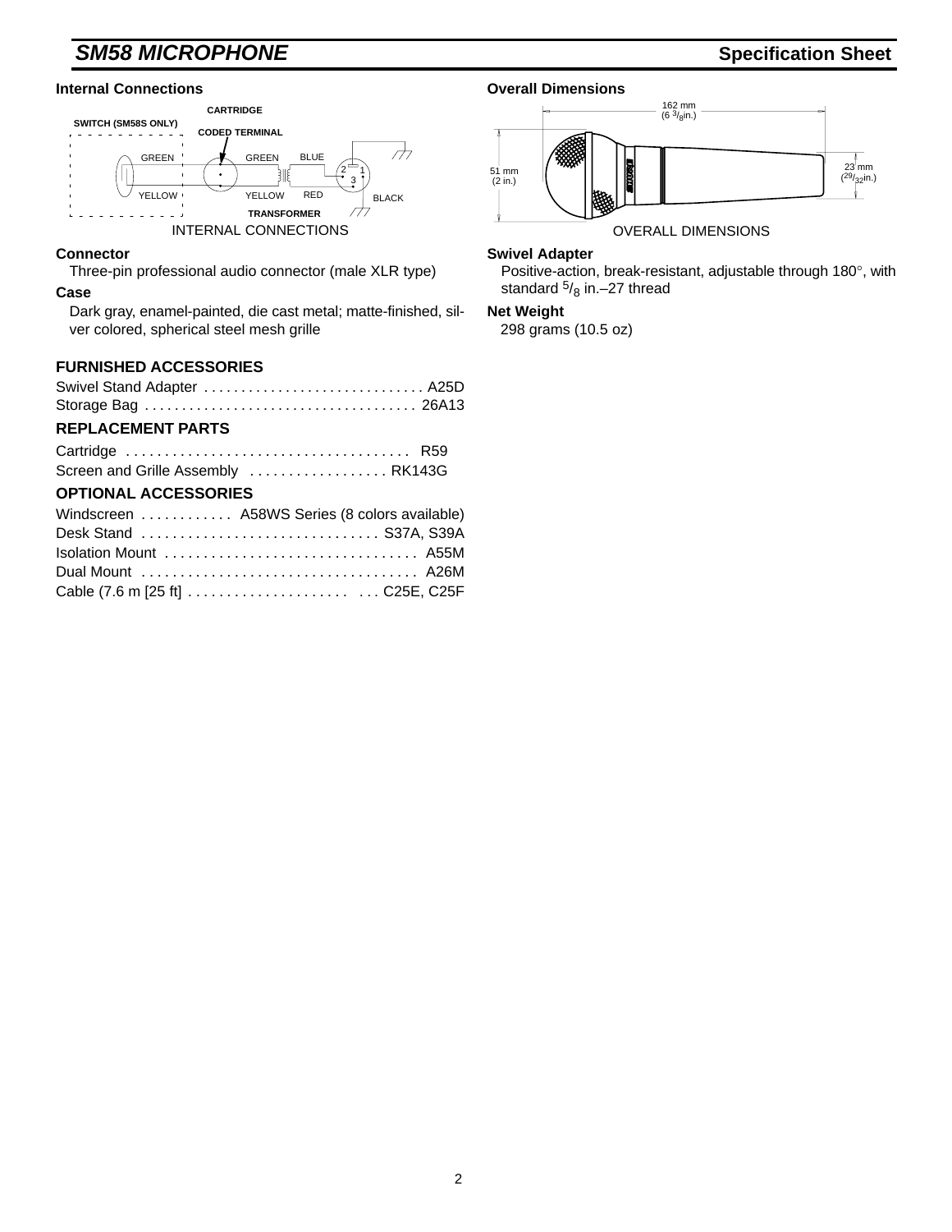## SM58 MICROPHONE — Specification Sheet

### Internal Connections

CARTRIDGE
SWITCH (SM58S ONLY)
CODED TERMINAL
GREEN
GREEN
BLUE
YELLOW
YELLOW
RED
BLACK
2 1
3
TRANSFORMER

INTERNAL CONNECTIONS

### Connector

Three-pin professional audio connector (male XLR type)

### Case

Dark gray, enamel-painted, die cast metal; matte-finished, silver colored, spherical steel mesh grille

### Overall Dimensions

162 mm
(6 3/8 in.)
51 mm
(2 in.)
23 mm
(29/32 in.)

OVERALL DIMENSIONS

### Swivel Adapter

Positive-action, break-resistant, adjustable through 180°, with standard 5/8 in.–27 thread

### Net Weight

298 grams (10.5 oz)

## FURNISHED ACCESSORIES

Swivel Stand Adapter . . . . . . . . . . . . . . . . . . . . . . . . . . . . . A25D
Storage Bag . . . . . . . . . . . . . . . . . . . . . . . . . . . . . . . . . . . . . 26A13

## REPLACEMENT PARTS

Cartridge . . . . . . . . . . . . . . . . . . . . . . . . . . . . . . . . . . . . R59
Screen and Grille Assembly . . . . . . . . . . . . . . . . . . RK143G

## OPTIONAL ACCESSORIES

Windscreen . . . . . . . . . . . . A58WS Series (8 colors available)
Desk Stand . . . . . . . . . . . . . . . . . . . . . . . . . . . . . . . S37A, S39A
Isolation Mount . . . . . . . . . . . . . . . . . . . . . . . . . . . . . . . . A55M
Dual Mount . . . . . . . . . . . . . . . . . . . . . . . . . . . . . . . . . . . A26M
Cable (7.6 m [25 ft] . . . . . . . . . . . . . . . . . . . . . . . . C25E, C25F